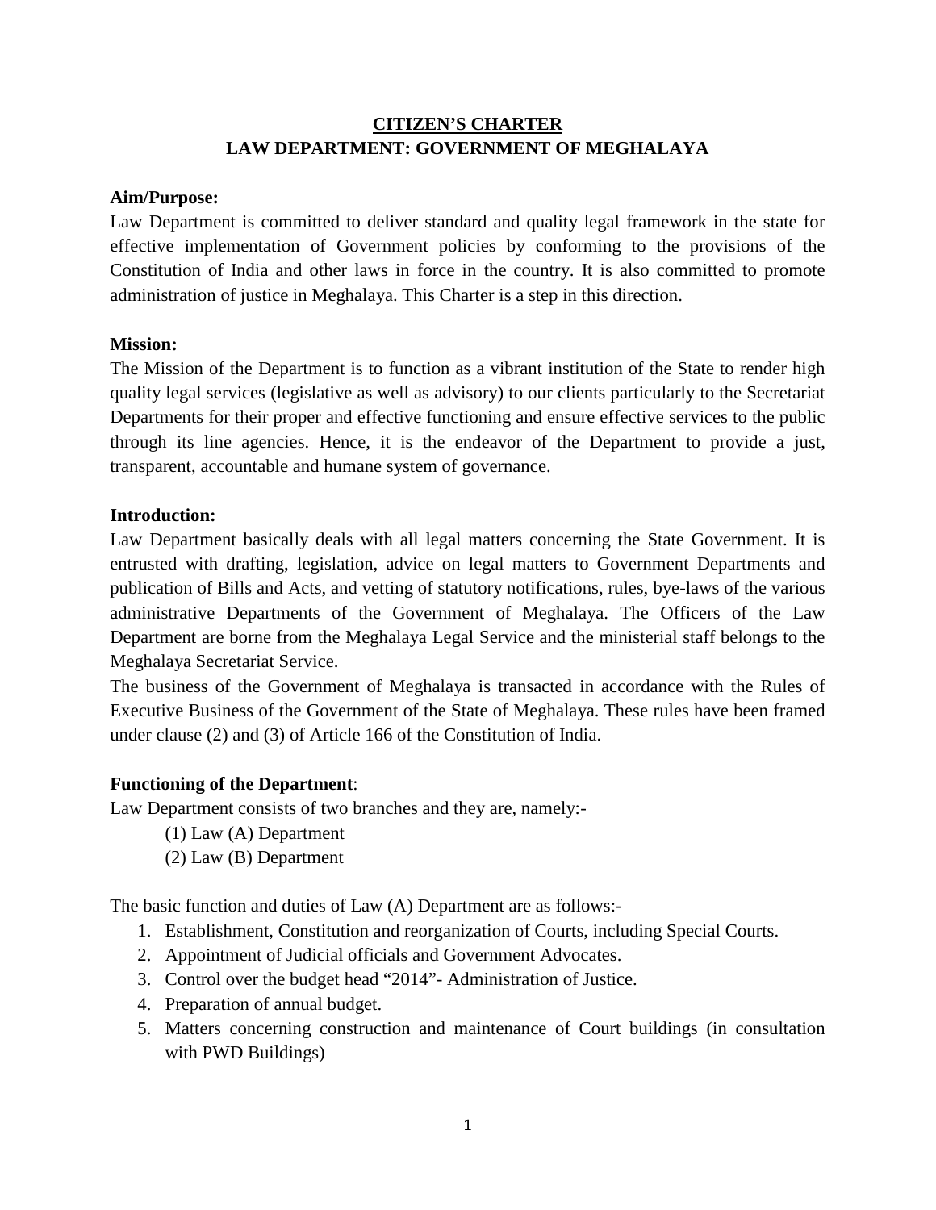# CITIZEN'S CHARTER
# LAW DEPARTMENT: GOVERNMENT OF MEGHALAYA

**Aim/Purpose:**

Law Department is committed to deliver standard and quality legal framework in the state for effective implementation of Government policies by conforming to the provisions of the Constitution of India and other laws in force in the country. It is also committed to promote administration of justice in Meghalaya. This Charter is a step in this direction.

**Mission:**

The Mission of the Department is to function as a vibrant institution of the State to render high quality legal services (legislative as well as advisory) to our clients particularly to the Secretariat Departments for their proper and effective functioning and ensure effective services to the public through its line agencies. Hence, it is the endeavor of the Department to provide a just, transparent, accountable and humane system of governance.

**Introduction:**

Law Department basically deals with all legal matters concerning the State Government. It is entrusted with drafting, legislation, advice on legal matters to Government Departments and publication of Bills and Acts, and vetting of statutory notifications, rules, bye-laws of the various administrative Departments of the Government of Meghalaya. The Officers of the Law Department are borne from the Meghalaya Legal Service and the ministerial staff belongs to the Meghalaya Secretariat Service.

The business of the Government of Meghalaya is transacted in accordance with the Rules of Executive Business of the Government of the State of Meghalaya. These rules have been framed under clause (2) and (3) of Article 166 of the Constitution of India.

**Functioning of the Department**:

Law Department consists of two branches and they are, namely:-

(1) Law (A) Department

(2) Law (B) Department

The basic function and duties of Law (A) Department are as follows:-

1. Establishment, Constitution and reorganization of Courts, including Special Courts.
2. Appointment of Judicial officials and Government Advocates.
3. Control over the budget head "2014"- Administration of Justice.
4. Preparation of annual budget.
5. Matters concerning construction and maintenance of Court buildings (in consultation with PWD Buildings)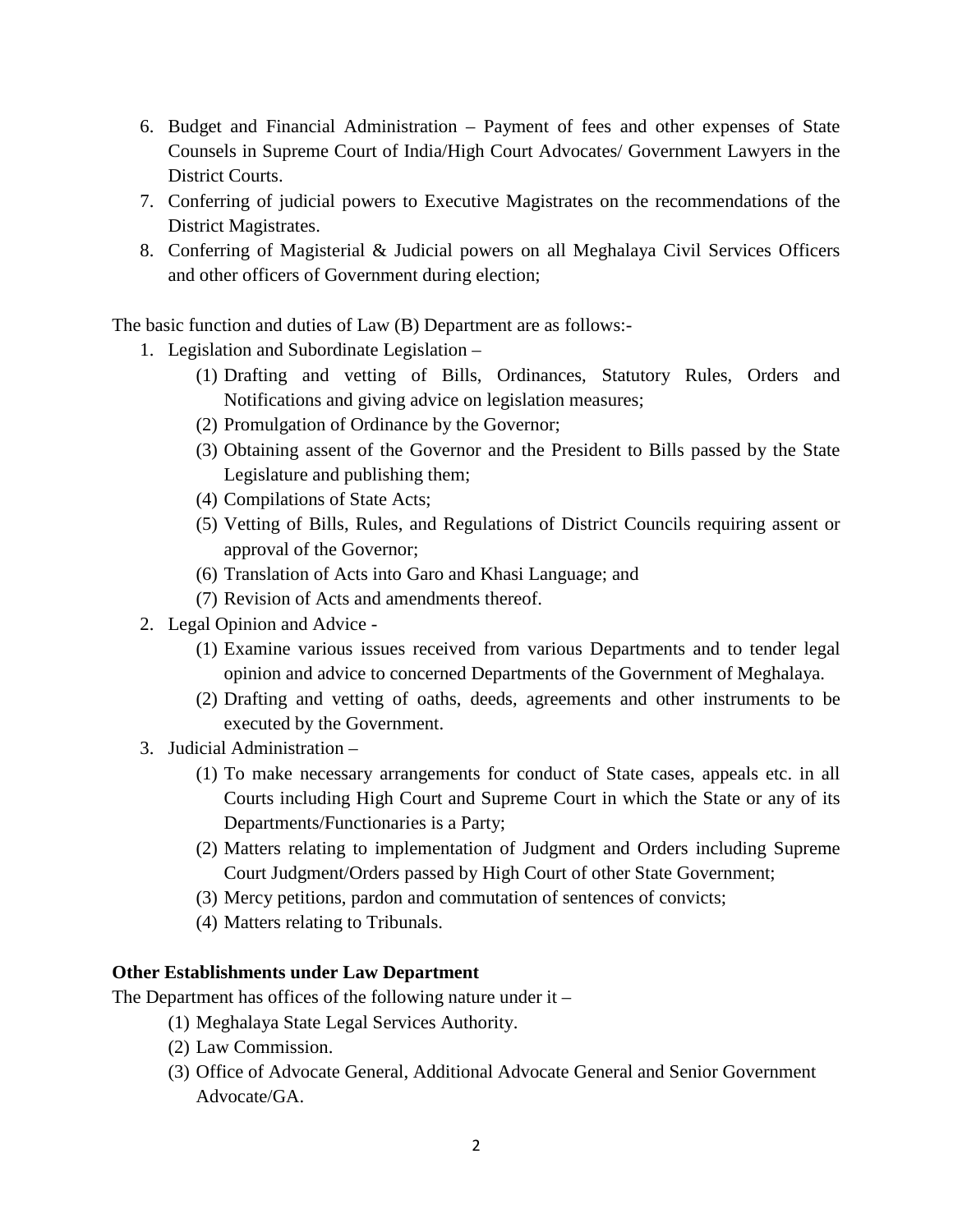6. Budget and Financial Administration – Payment of fees and other expenses of State Counsels in Supreme Court of India/High Court Advocates/ Government Lawyers in the District Courts.
7. Conferring of judicial powers to Executive Magistrates on the recommendations of the District Magistrates.
8. Conferring of Magisterial & Judicial powers on all Meghalaya Civil Services Officers and other officers of Government during election;

The basic function and duties of Law (B) Department are as follows:-

1. Legislation and Subordinate Legislation –
    (1) Drafting and vetting of Bills, Ordinances, Statutory Rules, Orders and Notifications and giving advice on legislation measures;
    (2) Promulgation of Ordinance by the Governor;
    (3) Obtaining assent of the Governor and the President to Bills passed by the State Legislature and publishing them;
    (4) Compilations of State Acts;
    (5) Vetting of Bills, Rules, and Regulations of District Councils requiring assent or approval of the Governor;
    (6) Translation of Acts into Garo and Khasi Language; and
    (7) Revision of Acts and amendments thereof.
2. Legal Opinion and Advice -
    (1) Examine various issues received from various Departments and to tender legal opinion and advice to concerned Departments of the Government of Meghalaya.
    (2) Drafting and vetting of oaths, deeds, agreements and other instruments to be executed by the Government.
3. Judicial Administration –
    (1) To make necessary arrangements for conduct of State cases, appeals etc. in all Courts including High Court and Supreme Court in which the State or any of its Departments/Functionaries is a Party;
    (2) Matters relating to implementation of Judgment and Orders including Supreme Court Judgment/Orders passed by High Court of other State Government;
    (3) Mercy petitions, pardon and commutation of sentences of convicts;
    (4) Matters relating to Tribunals.

**Other Establishments under Law Department**

The Department has offices of the following nature under it –

(1) Meghalaya State Legal Services Authority.
(2) Law Commission.
(3) Office of Advocate General, Additional Advocate General and Senior Government Advocate/GA.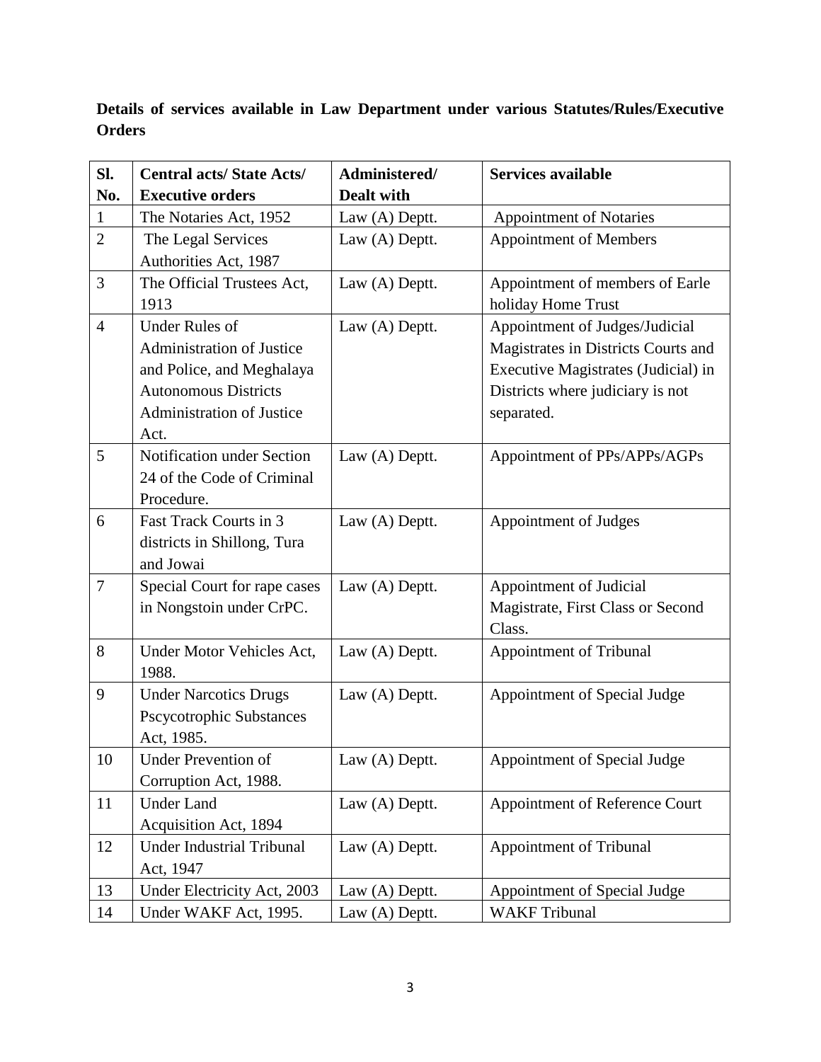**Details of services available in Law Department under various Statutes/Rules/Executive Orders**

| Sl. No. | Central acts/ State Acts/ Executive orders | Administered/ Dealt with | Services available |
|---|---|---|---|
| 1 | The Notaries Act, 1952 | Law (A) Deptt. | Appointment of Notaries |
| 2 | The Legal Services Authorities Act, 1987 | Law (A) Deptt. | Appointment of Members |
| 3 | The Official Trustees Act, 1913 | Law (A) Deptt. | Appointment of members of Earle holiday Home Trust |
| 4 | Under Rules of Administration of Justice and Police, and Meghalaya Autonomous Districts Administration of Justice Act. | Law (A) Deptt. | Appointment of Judges/Judicial Magistrates in Districts Courts and Executive Magistrates (Judicial) in Districts where judiciary is not separated. |
| 5 | Notification under Section 24 of the Code of Criminal Procedure. | Law (A) Deptt. | Appointment of PPs/APPs/AGPs |
| 6 | Fast Track Courts in 3 districts in Shillong, Tura and Jowai | Law (A) Deptt. | Appointment of Judges |
| 7 | Special Court for rape cases in Nongstoin under CrPC. | Law (A) Deptt. | Appointment of Judicial Magistrate, First Class or Second Class. |
| 8 | Under Motor Vehicles Act, 1988. | Law (A) Deptt. | Appointment of Tribunal |
| 9 | Under Narcotics Drugs Pscycotrophic Substances Act, 1985. | Law (A) Deptt. | Appointment of Special Judge |
| 10 | Under Prevention of Corruption Act, 1988. | Law (A) Deptt. | Appointment of Special Judge |
| 11 | Under Land Acquisition Act, 1894 | Law (A) Deptt. | Appointment of Reference Court |
| 12 | Under Industrial Tribunal Act, 1947 | Law (A) Deptt. | Appointment of Tribunal |
| 13 | Under Electricity Act, 2003 | Law (A) Deptt. | Appointment of Special Judge |
| 14 | Under WAKF Act, 1995. | Law (A) Deptt. | WAKF Tribunal |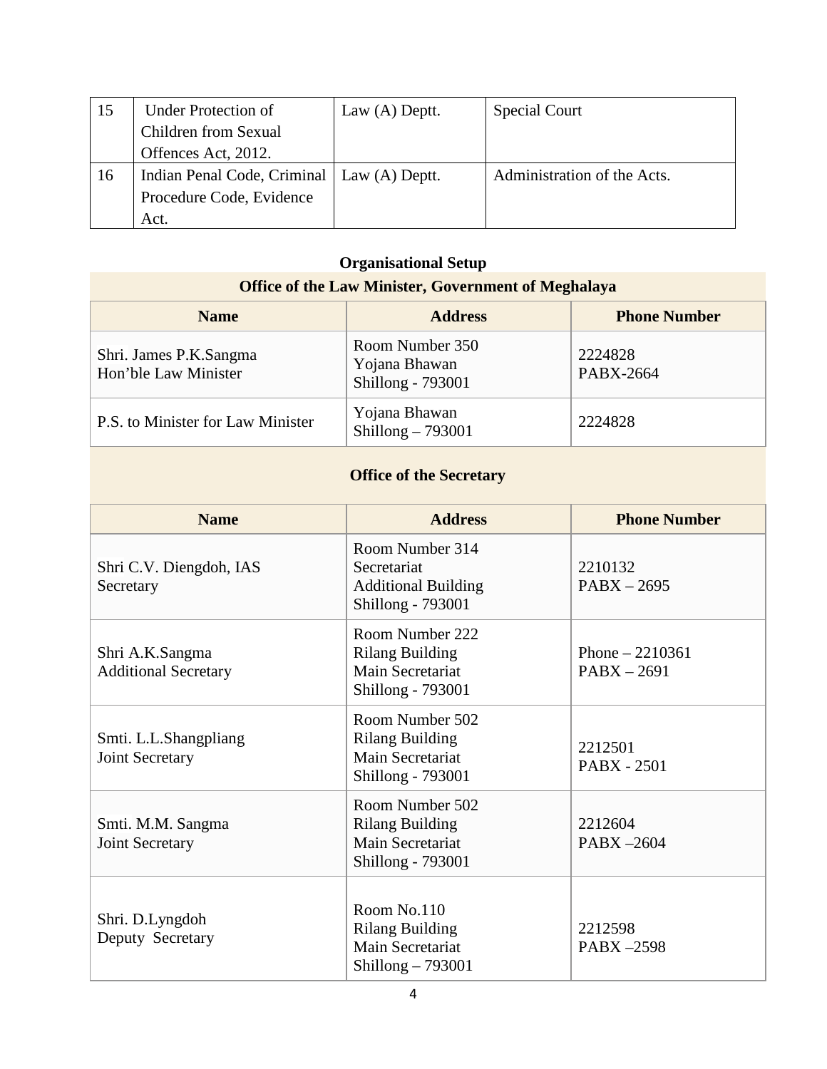| 15 | Under Protection of Children from Sexual Offences Act, 2012. | Law (A) Deptt. | Special Court |
|---|---|---|---|
| 16 | Indian Penal Code, Criminal Procedure Code, Evidence Act. | Law (A) Deptt. | Administration of the Acts. |

## Organisational Setup

### Office of the Law Minister, Government of Meghalaya

| Name | Address | Phone Number |
|---|---|---|
| Shri. James P.K.Sangma<br>Hon'ble Law Minister | Room Number 350<br>Yojana Bhawan<br>Shillong - 793001 | 2224828<br>PABX-2664 |
| P.S. to Minister for Law Minister | Yojana Bhawan<br>Shillong – 793001 | 2224828 |

### Office of the Secretary

| Name | Address | Phone Number |
|---|---|---|
| Shri C.V. Diengdoh, IAS<br>Secretary | Room Number 314<br>Secretariat<br>Additional Building<br>Shillong - 793001 | 2210132<br>PABX – 2695 |
| Shri A.K.Sangma<br>Additional Secretary | Room Number 222<br>Rilang Building<br>Main Secretariat<br>Shillong - 793001 | Phone – 2210361<br>PABX – 2691 |
| Smti. L.L.Shangpliang<br>Joint Secretary | Room Number 502<br>Rilang Building<br>Main Secretariat<br>Shillong - 793001 | 2212501<br>PABX - 2501 |
| Smti. M.M. Sangma<br>Joint Secretary | Room Number 502<br>Rilang Building<br>Main Secretariat<br>Shillong - 793001 | 2212604<br>PABX –2604 |
| Shri. D.Lyngdoh<br>Deputy Secretary | Room No.110<br>Rilang Building<br>Main Secretariat<br>Shillong – 793001 | 2212598<br>PABX –2598 |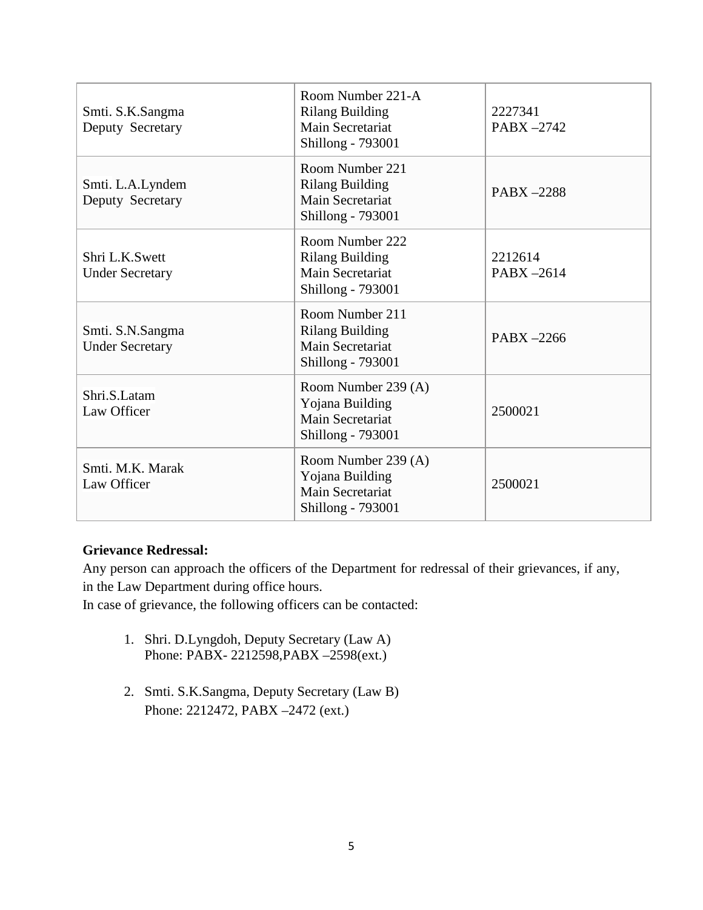| | | |
|---|---|---|
| Smti. S.K.Sangma<br>Deputy Secretary | Room Number 221-A<br>Rilang Building<br>Main Secretariat<br>Shillong - 793001 | 2227341<br>PABX –2742 |
| Smti. L.A.Lyndem<br>Deputy Secretary | Room Number 221<br>Rilang Building<br>Main Secretariat<br>Shillong - 793001 | PABX –2288 |
| Shri L.K.Swett<br>Under Secretary | Room Number 222<br>Rilang Building<br>Main Secretariat<br>Shillong - 793001 | 2212614<br>PABX –2614 |
| Smti. S.N.Sangma<br>Under Secretary | Room Number 211<br>Rilang Building<br>Main Secretariat<br>Shillong - 793001 | PABX –2266 |
| Shri.S.Latam<br>Law Officer | Room Number 239 (A)<br>Yojana Building<br>Main Secretariat<br>Shillong - 793001 | 2500021 |
| Smti. M.K. Marak<br>Law Officer | Room Number 239 (A)<br>Yojana Building<br>Main Secretariat<br>Shillong - 793001 | 2500021 |

**Grievance Redressal:**

Any person can approach the officers of the Department for redressal of their grievances, if any, in the Law Department during office hours.

In case of grievance, the following officers can be contacted:

1. Shri. D.Lyngdoh, Deputy Secretary (Law A)
   Phone: PABX- 2212598,PABX –2598(ext.)

2. Smti. S.K.Sangma, Deputy Secretary (Law B)
   Phone: 2212472, PABX –2472 (ext.)